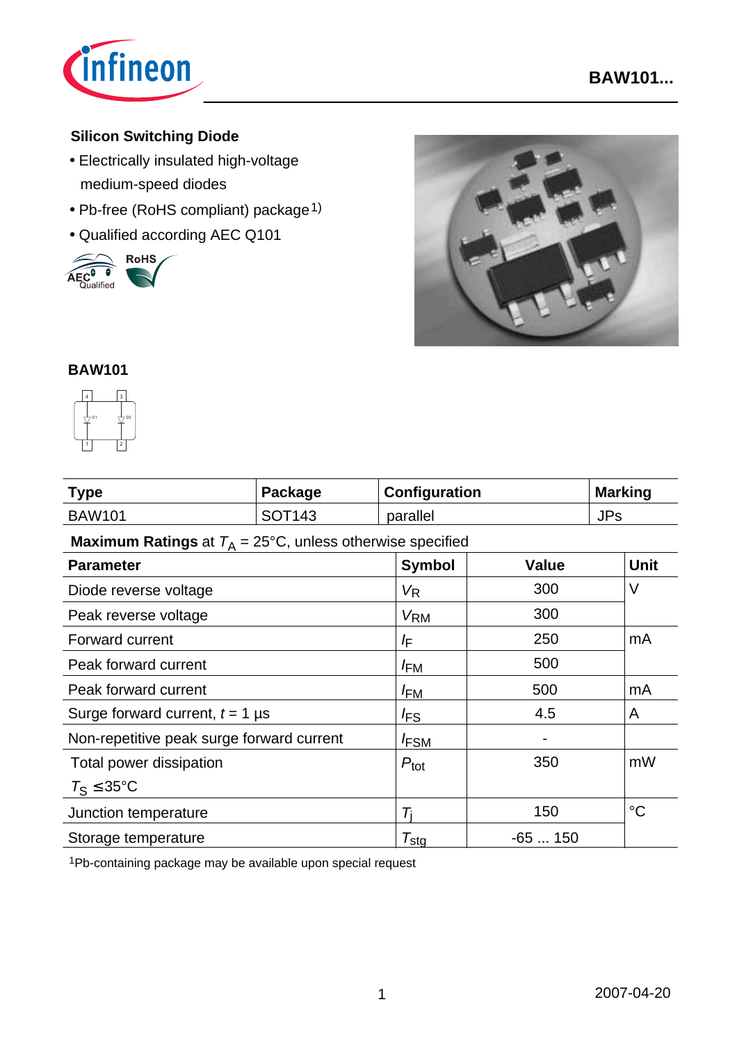# BAW101...

## Silicon Switching Diode

- Electrically insulated high-voltage medium-speed diodes
- Pb-free (RoHS compliant) package[1)]
- Qualified according AEC Q101

### BAW101

| Type | Package | Configuration | Marking |
|---|---|---|---|
| BAW101 | SOT143 | parallel | JPs |

**Maximum Ratings** at $T_A$ = 25°C, unless otherwise specified

| Parameter | Symbol | Value | Unit |
|---|---|---|---|
| Diode reverse voltage | $V_R$ | 300 | V |
| Peak reverse voltage | $V_{RM}$ | 300 | |
| Forward current | $I_F$ | 250 | mA |
| Peak forward current | $I_{FM}$ | 500 | |
| Peak forward current | $I_{FM}$ | 500 | mA |
| Surge forward current, $t$ = 1 µs | $I_{FS}$ | 4.5 | A |
| Non-repetitive peak surge forward current | $I_{FSM}$ | - | |
| Total power dissipation $T_S$ ≤35°C | $P_{tot}$ | 350 | mW |
| Junction temperature | $T_j$ | 150 | °C |
| Storage temperature | $T_{stg}$ | -65 ... 150 | |

[1]Pb-containing package may be available upon special request

2007-04-20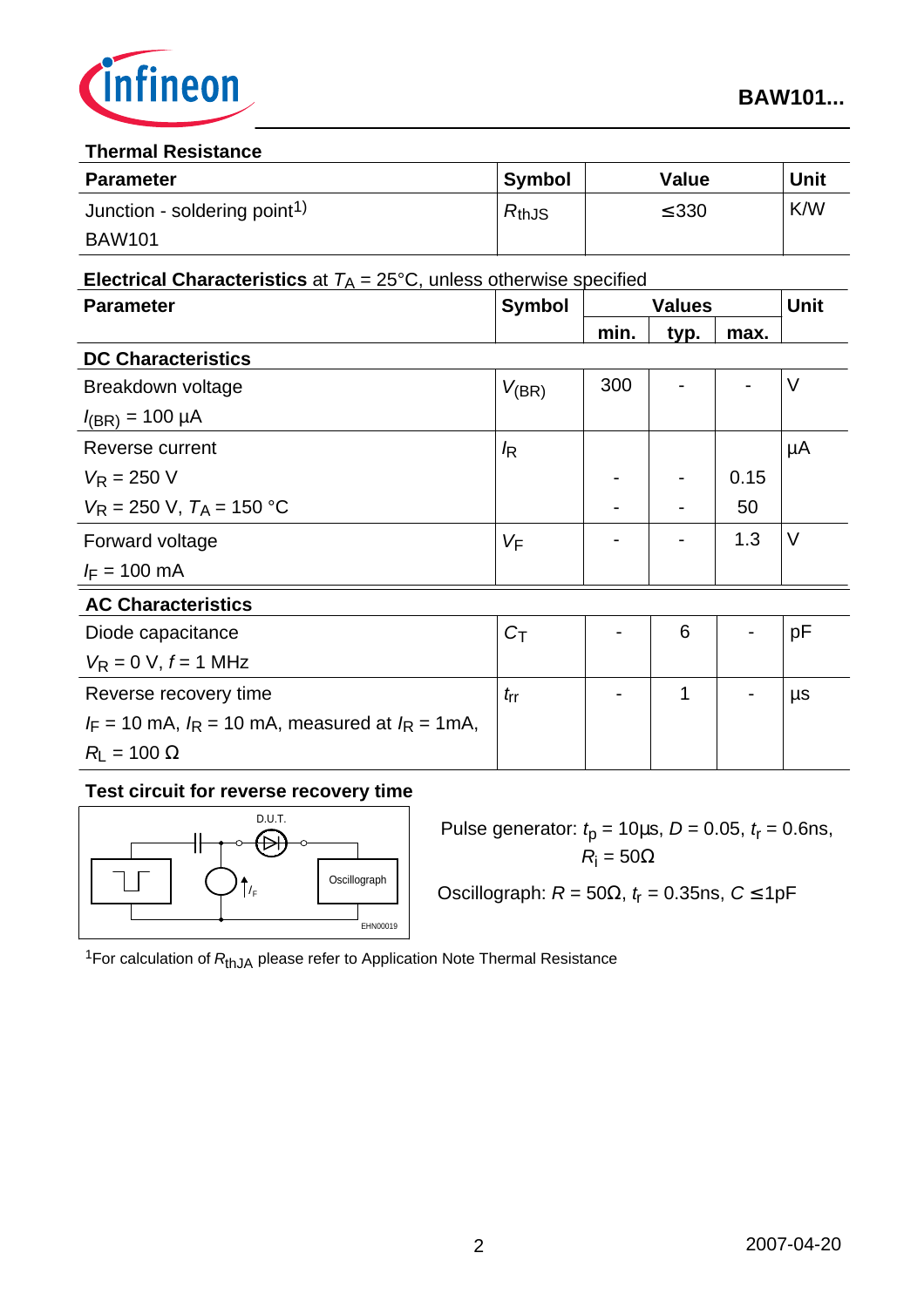### Thermal Resistance

| Parameter | Symbol | Value | Unit |
|---|---|---|---|
| Junction - soldering point[1] BAW101 | $R_{thJS}$ | ≤330 | K/W |

**Electrical Characteristics** at $T_A$ = 25°C, unless otherwise specified

| Parameter | Symbol | Values | | | Unit |
|---|---|---|---|---|---|
| | | min. | typ. | max. | |
| **DC Characteristics** | | | | | |
| Breakdown voltage $I_{(BR)}$ = 100 µA | $V_{(BR)}$ | 300 | - | - | V |
| Reverse current | $I_R$ | | | | µA |
| $V_R$ = 250 V | | - | - | 0.15 | |
| $V_R$ = 250 V, $T_A$ = 150 °C | | - | - | 50 | |
| Forward voltage $I_F$ = 100 mA | $V_F$ | - | - | 1.3 | V |
| **AC Characteristics** | | | | | |
| Diode capacitance $V_R$ = 0 V, $f$ = 1 MHz | $C_T$ | - | 6 | - | pF |
| Reverse recovery time $I_F$ = 10 mA, $I_R$ = 10 mA, measured at $I_R$ = 1mA, $R_L$ = 100 Ω | $t_{rr}$ | - | 1 | - | µs |

### Test circuit for reverse recovery time

D.U.T.

Oscillograph

$I_F$

EHN00019

Pulse generator: $t_p$ = 10µs, $D$ = 0.05, $t_r$ = 0.6ns, $R_i$ = 50Ω

Oscillograph: $R$ = 50Ω, $t_r$ = 0.35ns, $C$ ≤1pF

[1]For calculation of $R_{thJA}$ please refer to Application Note Thermal Resistance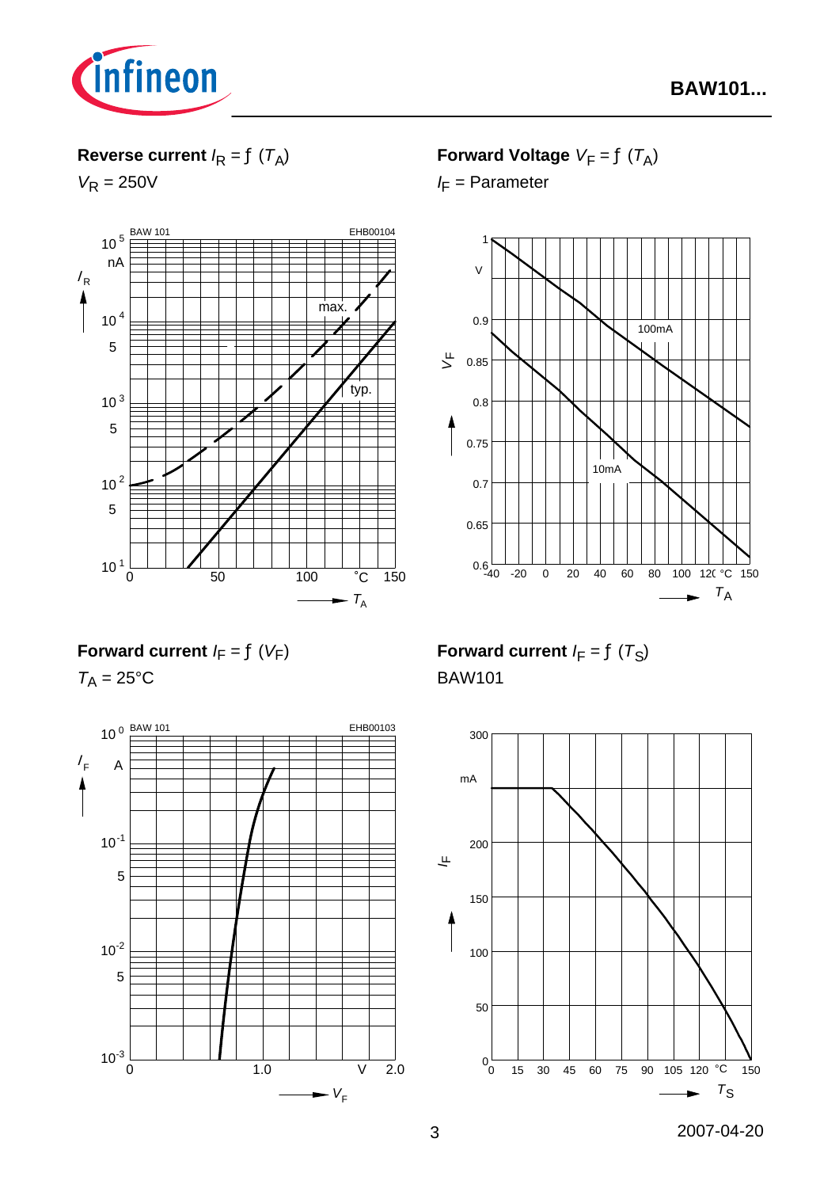**Reverse current** $I_R = f(T_A)$

$V_R = 250\text{V}$

BAW 101 EHB00104

**Forward Voltage** $V_F = f(T_A)$

$I_F$ = Parameter

**Forward current** $I_F = f(V_F)$

$T_A = 25°\text{C}$

BAW 101 EHB00103

**Forward current** $I_F = f(T_S)$

BAW101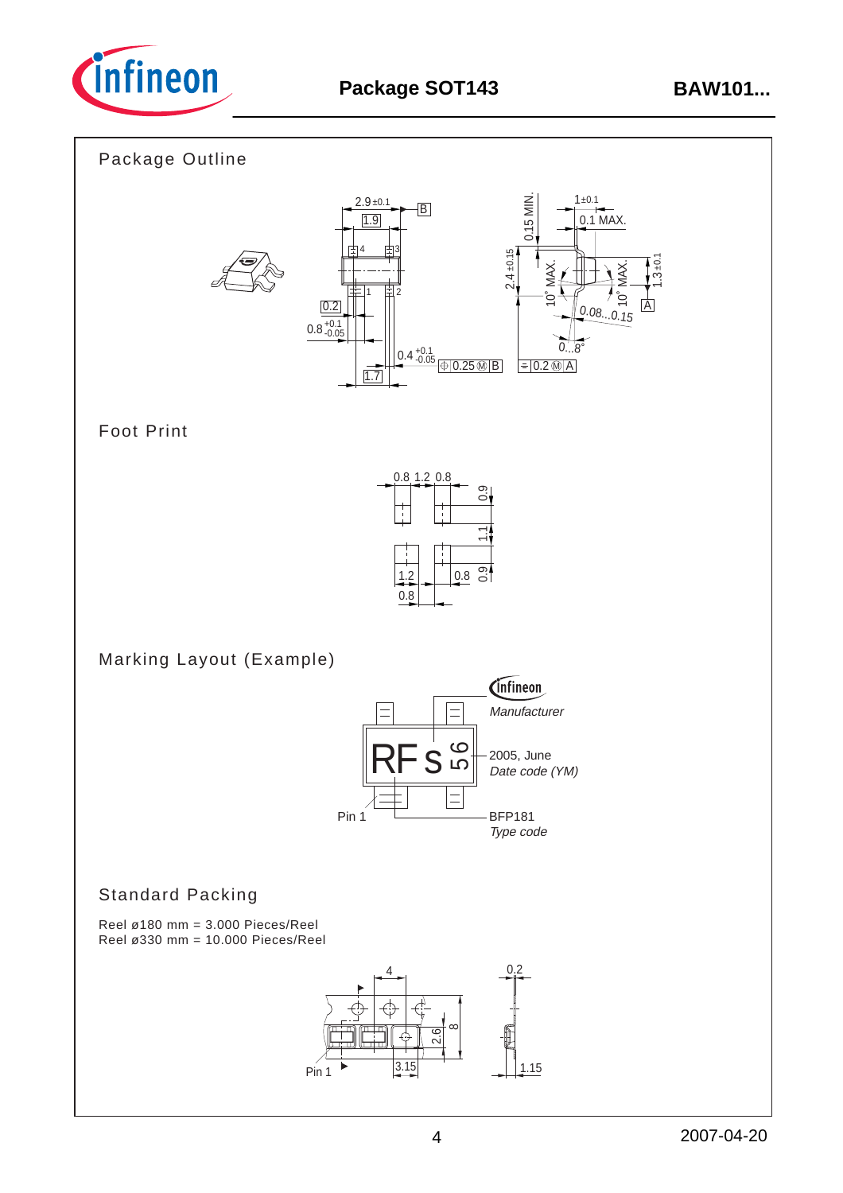# Package SOT143

BAW101...

## Package Outline

## Foot Print

## Marking Layout (Example)

Manufacturer

2005, June
*Date code (YM)*

Pin 1

BFP181
*Type code*

## Standard Packing

Reel ø180 mm = 3.000 Pieces/Reel
Reel ø330 mm = 10.000 Pieces/Reel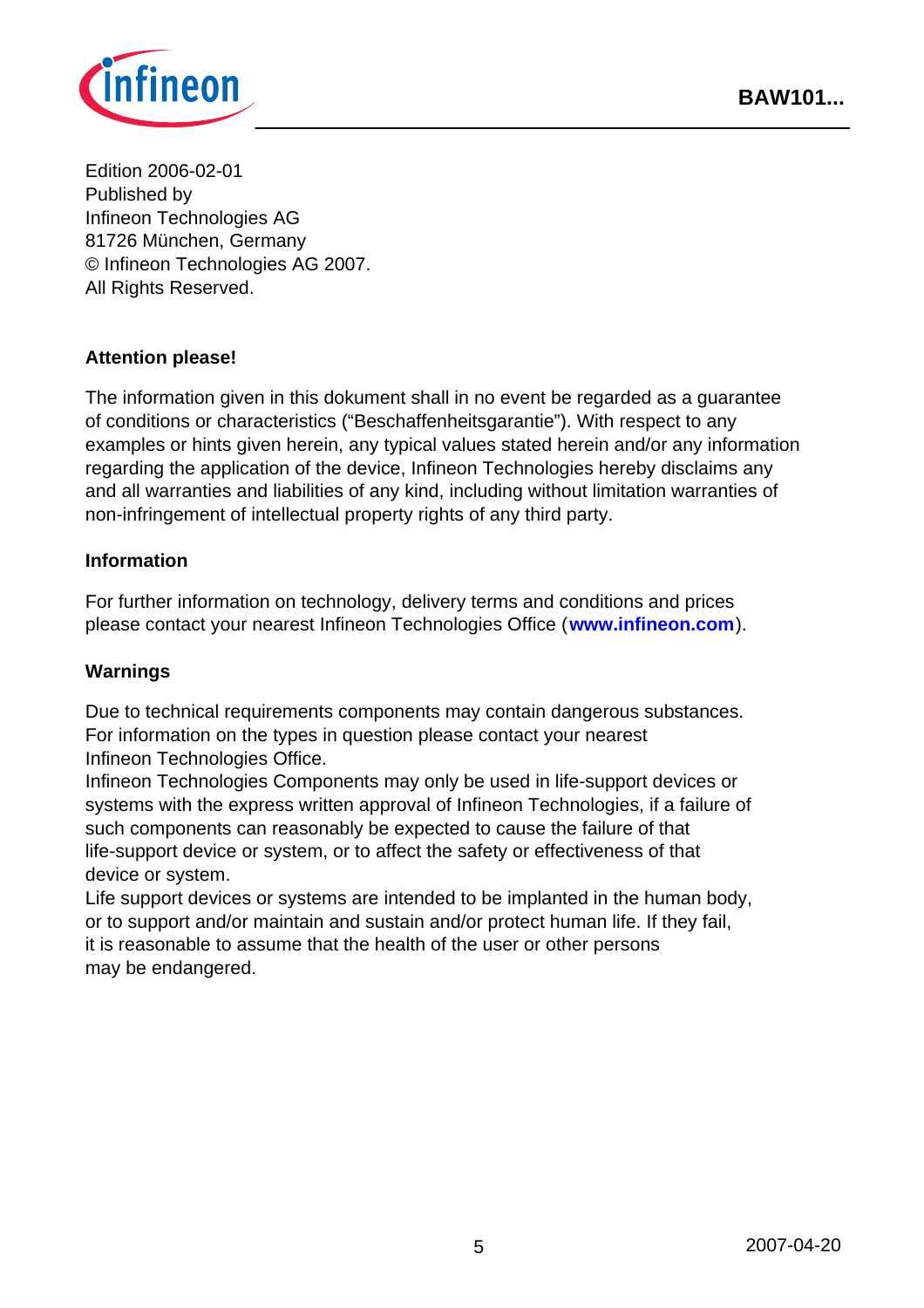Edition 2006-02-01
Published by
Infineon Technologies AG
81726 München, Germany
© Infineon Technologies AG 2007.
All Rights Reserved.

**Attention please!**

The information given in this dokument shall in no event be regarded as a guarantee of conditions or characteristics ("Beschaffenheitsgarantie"). With respect to any examples or hints given herein, any typical values stated herein and/or any information regarding the application of the device, Infineon Technologies hereby disclaims any and all warranties and liabilities of any kind, including without limitation warranties of non-infringement of intellectual property rights of any third party.

**Information**

For further information on technology, delivery terms and conditions and prices please contact your nearest Infineon Technologies Office (**www.infineon.com**).

**Warnings**

Due to technical requirements components may contain dangerous substances. For information on the types in question please contact your nearest Infineon Technologies Office.
Infineon Technologies Components may only be used in life-support devices or systems with the express written approval of Infineon Technologies, if a failure of such components can reasonably be expected to cause the failure of that life-support device or system, or to affect the safety or effectiveness of that device or system.
Life support devices or systems are intended to be implanted in the human body, or to support and/or maintain and sustain and/or protect human life. If they fail, it is reasonable to assume that the health of the user or other persons may be endangered.